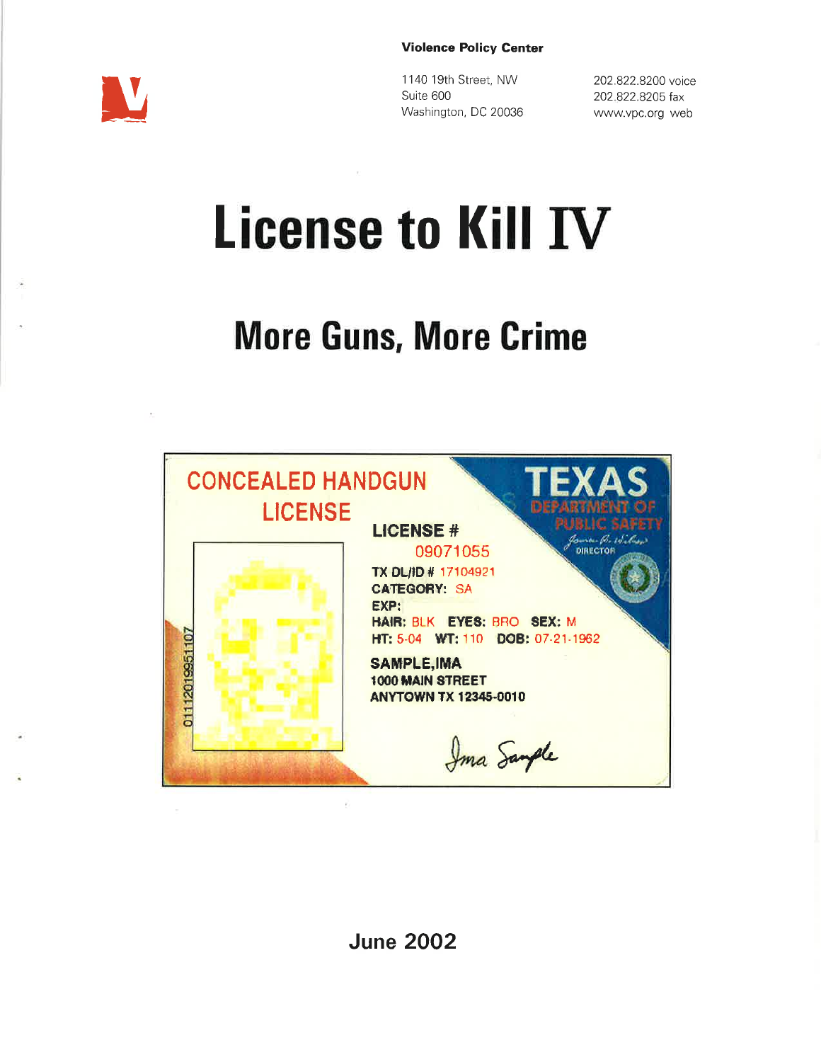**Violence Policy Center**

1140 19th Street, NW
Suite 600
Washington, DC 20036

202.822.8200 voice
202.822.8205 fax
www.vpc.org web

# License to Kill IV

## More Guns, More Crime

CONCEALED HANDGUN LICENSE

TEXAS DEPARTMENT OF PUBLIC SAFETY

DIRECTOR

LICENSE #
09071055

TX DL/ID # 17104921
CATEGORY: SA
EXP:
HAIR: BLK EYES: BRO SEX: M
HT: 5-04 WT: 110 DOB: 07-21-1962

SAMPLE,IMA
1000 MAIN STREET
ANYTOWN TX 12345-0010

01112019951107

Ima Sample

**June 2002**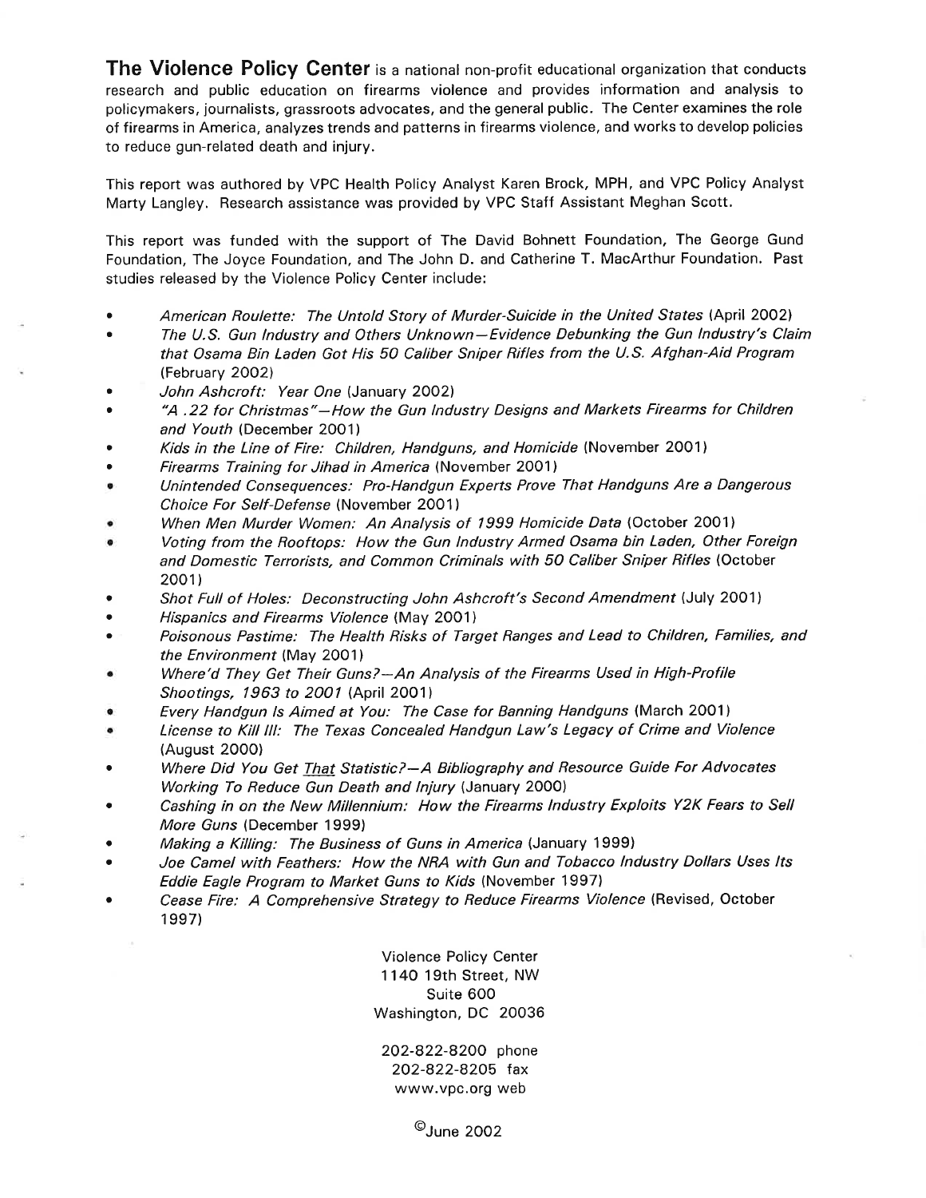**The Violence Policy Center** is a national non-profit educational organization that conducts research and public education on firearms violence and provides information and analysis to policymakers, journalists, grassroots advocates, and the general public. The Center examines the role of firearms in America, analyzes trends and patterns in firearms violence, and works to develop policies to reduce gun-related death and injury.

This report was authored by VPC Health Policy Analyst Karen Brock, MPH, and VPC Policy Analyst Marty Langley. Research assistance was provided by VPC Staff Assistant Meghan Scott.

This report was funded with the support of The David Bohnett Foundation, The George Gund Foundation, The Joyce Foundation, and The John D. and Catherine T. MacArthur Foundation. Past studies released by the Violence Policy Center include:

- *American Roulette: The Untold Story of Murder-Suicide in the United States* (April 2002)
- *The U.S. Gun Industry and Others Unknown—Evidence Debunking the Gun Industry's Claim that Osama Bin Laden Got His 50 Caliber Sniper Rifles from the U.S. Afghan-Aid Program* (February 2002)
- *John Ashcroft: Year One* (January 2002)
- *"A .22 for Christmas"—How the Gun Industry Designs and Markets Firearms for Children and Youth* (December 2001)
- *Kids in the Line of Fire: Children, Handguns, and Homicide* (November 2001)
- *Firearms Training for Jihad in America* (November 2001)
- *Unintended Consequences: Pro-Handgun Experts Prove That Handguns Are a Dangerous Choice For Self-Defense* (November 2001)
- *When Men Murder Women: An Analysis of 1999 Homicide Data* (October 2001)
- *Voting from the Rooftops: How the Gun Industry Armed Osama bin Laden, Other Foreign and Domestic Terrorists, and Common Criminals with 50 Caliber Sniper Rifles* (October 2001)
- *Shot Full of Holes: Deconstructing John Ashcroft's Second Amendment* (July 2001)
- *Hispanics and Firearms Violence* (May 2001)
- *Poisonous Pastime: The Health Risks of Target Ranges and Lead to Children, Families, and the Environment* (May 2001)
- *Where'd They Get Their Guns?—An Analysis of the Firearms Used in High-Profile Shootings, 1963 to 2001* (April 2001)
- *Every Handgun Is Aimed at You: The Case for Banning Handguns* (March 2001)
- *License to Kill III: The Texas Concealed Handgun Law's Legacy of Crime and Violence* (August 2000)
- *Where Did You Get That Statistic?—A Bibliography and Resource Guide For Advocates Working To Reduce Gun Death and Injury* (January 2000)
- *Cashing in on the New Millennium: How the Firearms Industry Exploits Y2K Fears to Sell More Guns* (December 1999)
- *Making a Killing: The Business of Guns in America* (January 1999)
- *Joe Camel with Feathers: How the NRA with Gun and Tobacco Industry Dollars Uses Its Eddie Eagle Program to Market Guns to Kids* (November 1997)
- *Cease Fire: A Comprehensive Strategy to Reduce Firearms Violence* (Revised, October 1997)

Violence Policy Center
1140 19th Street, NW
Suite 600
Washington, DC 20036

202-822-8200 phone
202-822-8205 fax
www.vpc.org web

©June 2002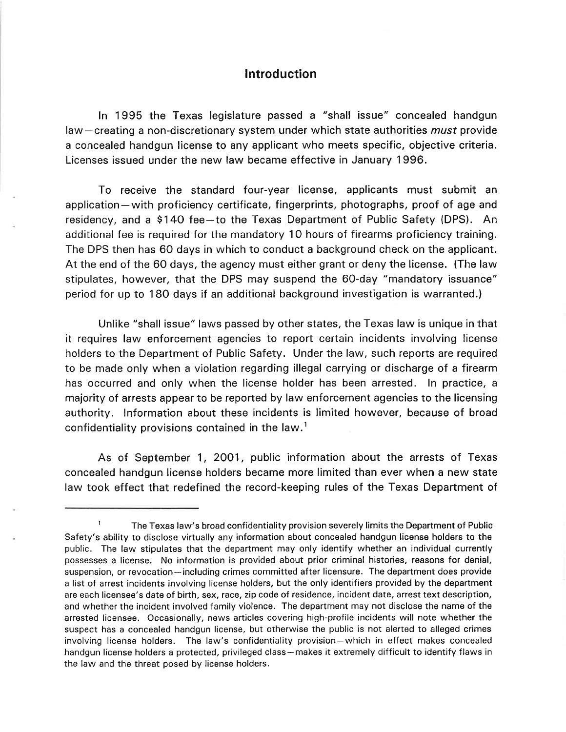## Introduction

In 1995 the Texas legislature passed a "shall issue" concealed handgun law—creating a non-discretionary system under which state authorities *must* provide a concealed handgun license to any applicant who meets specific, objective criteria. Licenses issued under the new law became effective in January 1996.

To receive the standard four-year license, applicants must submit an application—with proficiency certificate, fingerprints, photographs, proof of age and residency, and a $140 fee—to the Texas Department of Public Safety (DPS). An additional fee is required for the mandatory 10 hours of firearms proficiency training. The DPS then has 60 days in which to conduct a background check on the applicant. At the end of the 60 days, the agency must either grant or deny the license. (The law stipulates, however, that the DPS may suspend the 60-day "mandatory issuance" period for up to 180 days if an additional background investigation is warranted.)

Unlike "shall issue" laws passed by other states, the Texas law is unique in that it requires law enforcement agencies to report certain incidents involving license holders to the Department of Public Safety. Under the law, such reports are required to be made only when a violation regarding illegal carrying or discharge of a firearm has occurred and only when the license holder has been arrested. In practice, a majority of arrests appear to be reported by law enforcement agencies to the licensing authority. Information about these incidents is limited however, because of broad confidentiality provisions contained in the law.[1]

As of September 1, 2001, public information about the arrests of Texas concealed handgun license holders became more limited than ever when a new state law took effect that redefined the record-keeping rules of the Texas Department of

---

[1] The Texas law's broad confidentiality provision severely limits the Department of Public Safety's ability to disclose virtually any information about concealed handgun license holders to the public. The law stipulates that the department may only identify whether an individual currently possesses a license. No information is provided about prior criminal histories, reasons for denial, suspension, or revocation—including crimes committed after licensure. The department does provide a list of arrest incidents involving license holders, but the only identifiers provided by the department are each licensee's date of birth, sex, race, zip code of residence, incident date, arrest text description, and whether the incident involved family violence. The department may not disclose the name of the arrested licensee. Occasionally, news articles covering high-profile incidents will note whether the suspect has a concealed handgun license, but otherwise the public is not alerted to alleged crimes involving license holders. The law's confidentiality provision—which in effect makes concealed handgun license holders a protected, privileged class—makes it extremely difficult to identify flaws in the law and the threat posed by license holders.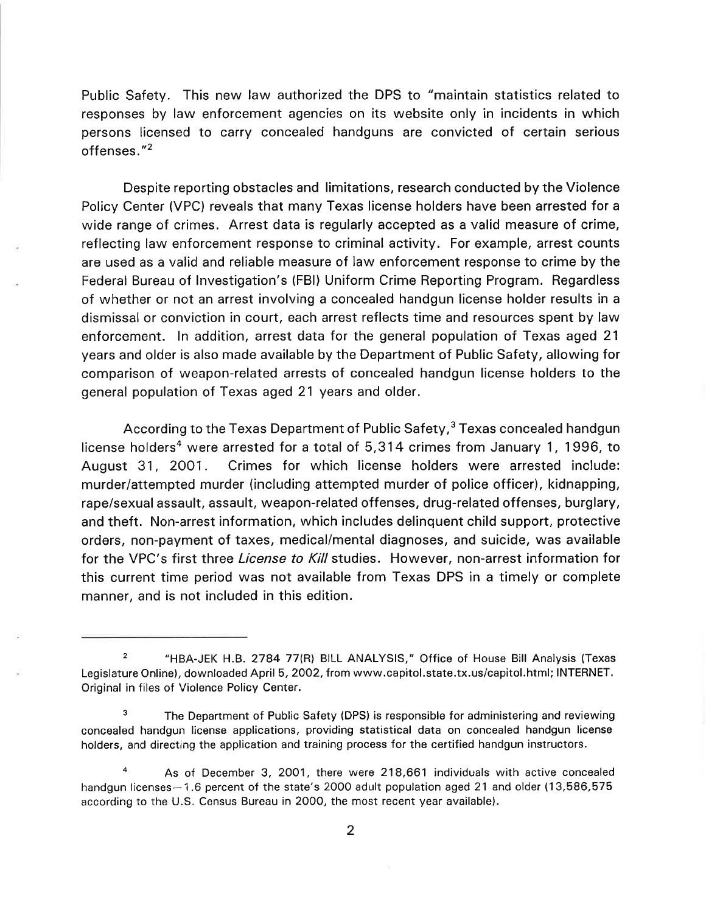Public Safety. This new law authorized the DPS to "maintain statistics related to responses by law enforcement agencies on its website only in incidents in which persons licensed to carry concealed handguns are convicted of certain serious offenses."[2]

Despite reporting obstacles and limitations, research conducted by the Violence Policy Center (VPC) reveals that many Texas license holders have been arrested for a wide range of crimes. Arrest data is regularly accepted as a valid measure of crime, reflecting law enforcement response to criminal activity. For example, arrest counts are used as a valid and reliable measure of law enforcement response to crime by the Federal Bureau of Investigation's (FBI) Uniform Crime Reporting Program. Regardless of whether or not an arrest involving a concealed handgun license holder results in a dismissal or conviction in court, each arrest reflects time and resources spent by law enforcement. In addition, arrest data for the general population of Texas aged 21 years and older is also made available by the Department of Public Safety, allowing for comparison of weapon-related arrests of concealed handgun license holders to the general population of Texas aged 21 years and older.

According to the Texas Department of Public Safety,[3] Texas concealed handgun license holders[4] were arrested for a total of 5,314 crimes from January 1, 1996, to August 31, 2001. Crimes for which license holders were arrested include: murder/attempted murder (including attempted murder of police officer), kidnapping, rape/sexual assault, assault, weapon-related offenses, drug-related offenses, burglary, and theft. Non-arrest information, which includes delinquent child support, protective orders, non-payment of taxes, medical/mental diagnoses, and suicide, was available for the VPC's first three *License to Kill* studies. However, non-arrest information for this current time period was not available from Texas DPS in a timely or complete manner, and is not included in this edition.

---

[2] "HBA-JEK H.B. 2784 77(R) BILL ANALYSIS," Office of House Bill Analysis (Texas Legislature Online), downloaded April 5, 2002, from www.capitol.state.tx.us/capitol.html; INTERNET. Original in files of Violence Policy Center.

[3] The Department of Public Safety (DPS) is responsible for administering and reviewing concealed handgun license applications, providing statistical data on concealed handgun license holders, and directing the application and training process for the certified handgun instructors.

[4] As of December 3, 2001, there were 218,661 individuals with active concealed handgun licenses—1.6 percent of the state's 2000 adult population aged 21 and older (13,586,575 according to the U.S. Census Bureau in 2000, the most recent year available).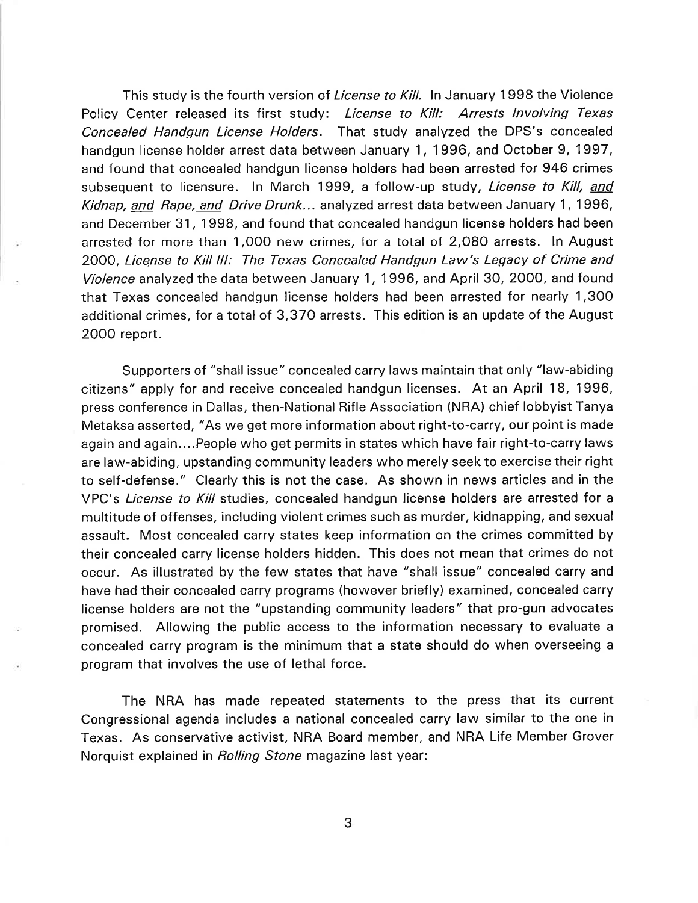This study is the fourth version of *License to Kill.* In January 1998 the Violence Policy Center released its first study: *License to Kill: Arrests Involving Texas Concealed Handgun License Holders*. That study analyzed the DPS's concealed handgun license holder arrest data between January 1, 1996, and October 9, 1997, and found that concealed handgun license holders had been arrested for 946 crimes subsequent to licensure. In March 1999, a follow-up study, *License to Kill, and Kidnap, and Rape, and Drive Drunk...* analyzed arrest data between January 1, 1996, and December 31, 1998, and found that concealed handgun license holders had been arrested for more than 1,000 new crimes, for a total of 2,080 arrests. In August 2000, *License to Kill III: The Texas Concealed Handgun Law's Legacy of Crime and Violence* analyzed the data between January 1, 1996, and April 30, 2000, and found that Texas concealed handgun license holders had been arrested for nearly 1,300 additional crimes, for a total of 3,370 arrests. This edition is an update of the August 2000 report.

Supporters of "shall issue" concealed carry laws maintain that only "law-abiding citizens" apply for and receive concealed handgun licenses. At an April 18, 1996, press conference in Dallas, then-National Rifle Association (NRA) chief lobbyist Tanya Metaksa asserted, "As we get more information about right-to-carry, our point is made again and again....People who get permits in states which have fair right-to-carry laws are law-abiding, upstanding community leaders who merely seek to exercise their right to self-defense." Clearly this is not the case. As shown in news articles and in the VPC's *License to Kill* studies, concealed handgun license holders are arrested for a multitude of offenses, including violent crimes such as murder, kidnapping, and sexual assault. Most concealed carry states keep information on the crimes committed by their concealed carry license holders hidden. This does not mean that crimes do not occur. As illustrated by the few states that have "shall issue" concealed carry and have had their concealed carry programs (however briefly) examined, concealed carry license holders are not the "upstanding community leaders" that pro-gun advocates promised. Allowing the public access to the information necessary to evaluate a concealed carry program is the minimum that a state should do when overseeing a program that involves the use of lethal force.

The NRA has made repeated statements to the press that its current Congressional agenda includes a national concealed carry law similar to the one in Texas. As conservative activist, NRA Board member, and NRA Life Member Grover Norquist explained in *Rolling Stone* magazine last year: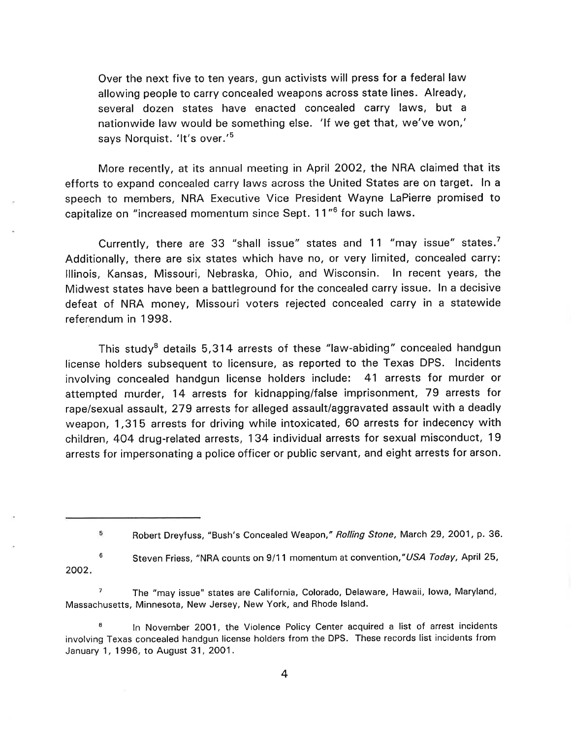> Over the next five to ten years, gun activists will press for a federal law allowing people to carry concealed weapons across state lines. Already, several dozen states have enacted concealed carry laws, but a nationwide law would be something else. 'If we get that, we've won,' says Norquist. 'It's over.'[5]

More recently, at its annual meeting in April 2002, the NRA claimed that its efforts to expand concealed carry laws across the United States are on target. In a speech to members, NRA Executive Vice President Wayne LaPierre promised to capitalize on "increased momentum since Sept. 11"[6] for such laws.

Currently, there are 33 "shall issue" states and 11 "may issue" states.[7] Additionally, there are six states which have no, or very limited, concealed carry: Illinois, Kansas, Missouri, Nebraska, Ohio, and Wisconsin. In recent years, the Midwest states have been a battleground for the concealed carry issue. In a decisive defeat of NRA money, Missouri voters rejected concealed carry in a statewide referendum in 1998.

This study[8] details 5,314 arrests of these "law-abiding" concealed handgun license holders subsequent to licensure, as reported to the Texas DPS. Incidents involving concealed handgun license holders include: 41 arrests for murder or attempted murder, 14 arrests for kidnapping/false imprisonment, 79 arrests for rape/sexual assault, 279 arrests for alleged assault/aggravated assault with a deadly weapon, 1,315 arrests for driving while intoxicated, 60 arrests for indecency with children, 404 drug-related arrests, 134 individual arrests for sexual misconduct, 19 arrests for impersonating a police officer or public servant, and eight arrests for arson.

---

[5] Robert Dreyfuss, "Bush's Concealed Weapon," *Rolling Stone*, March 29, 2001, p. 36.

[6] Steven Friess, "NRA counts on 9/11 momentum at convention," *USA Today*, April 25, 2002.

[7] The "may issue" states are California, Colorado, Delaware, Hawaii, Iowa, Maryland, Massachusetts, Minnesota, New Jersey, New York, and Rhode Island.

[8] In November 2001, the Violence Policy Center acquired a list of arrest incidents involving Texas concealed handgun license holders from the DPS. These records list incidents from January 1, 1996, to August 31, 2001.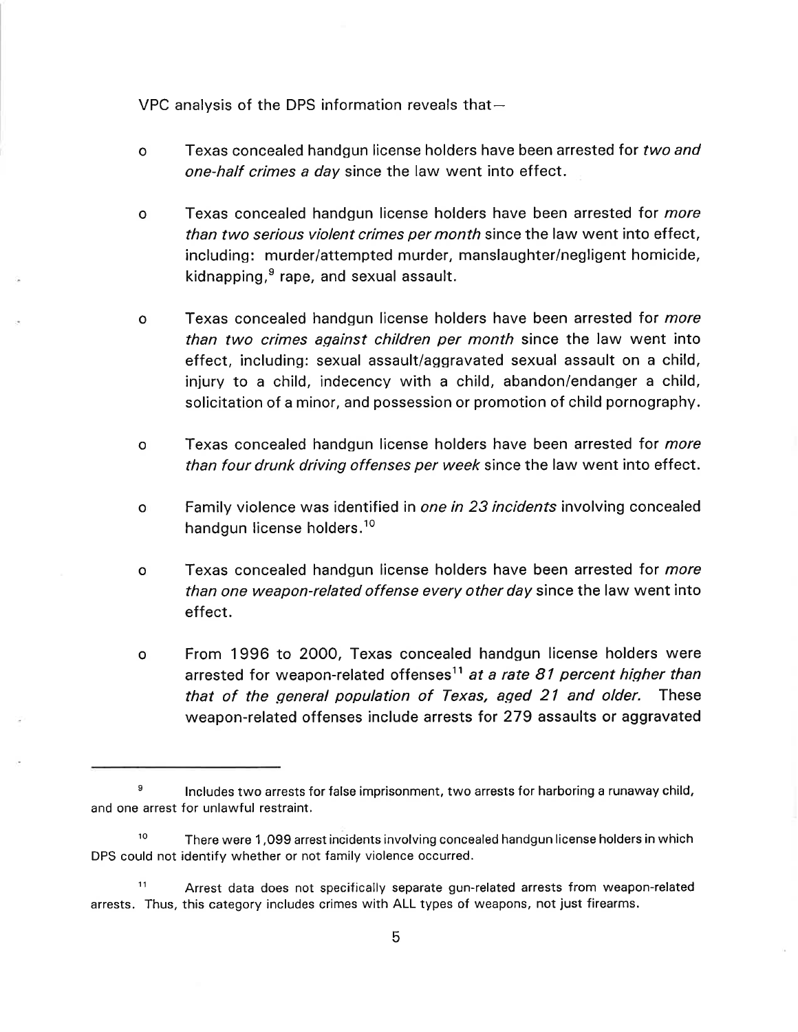VPC analysis of the DPS information reveals that—

- Texas concealed handgun license holders have been arrested for *two and one-half crimes a day* since the law went into effect.
- Texas concealed handgun license holders have been arrested for *more than two serious violent crimes per month* since the law went into effect, including: murder/attempted murder, manslaughter/negligent homicide, kidnapping,[9] rape, and sexual assault.
- Texas concealed handgun license holders have been arrested for *more than two crimes against children per month* since the law went into effect, including: sexual assault/aggravated sexual assault on a child, injury to a child, indecency with a child, abandon/endanger a child, solicitation of a minor, and possession or promotion of child pornography.
- Texas concealed handgun license holders have been arrested for *more than four drunk driving offenses per week* since the law went into effect.
- Family violence was identified in *one in 23 incidents* involving concealed handgun license holders.[10]
- Texas concealed handgun license holders have been arrested for *more than one weapon-related offense every other day* since the law went into effect.
- From 1996 to 2000, Texas concealed handgun license holders were arrested for weapon-related offenses[11] *at a rate 81 percent higher than that of the general population of Texas, aged 21 and older.* These weapon-related offenses include arrests for 279 assaults or aggravated

---

[9] Includes two arrests for false imprisonment, two arrests for harboring a runaway child, and one arrest for unlawful restraint.

[10] There were 1,099 arrest incidents involving concealed handgun license holders in which DPS could not identify whether or not family violence occurred.

[11] Arrest data does not specifically separate gun-related arrests from weapon-related arrests. Thus, this category includes crimes with ALL types of weapons, not just firearms.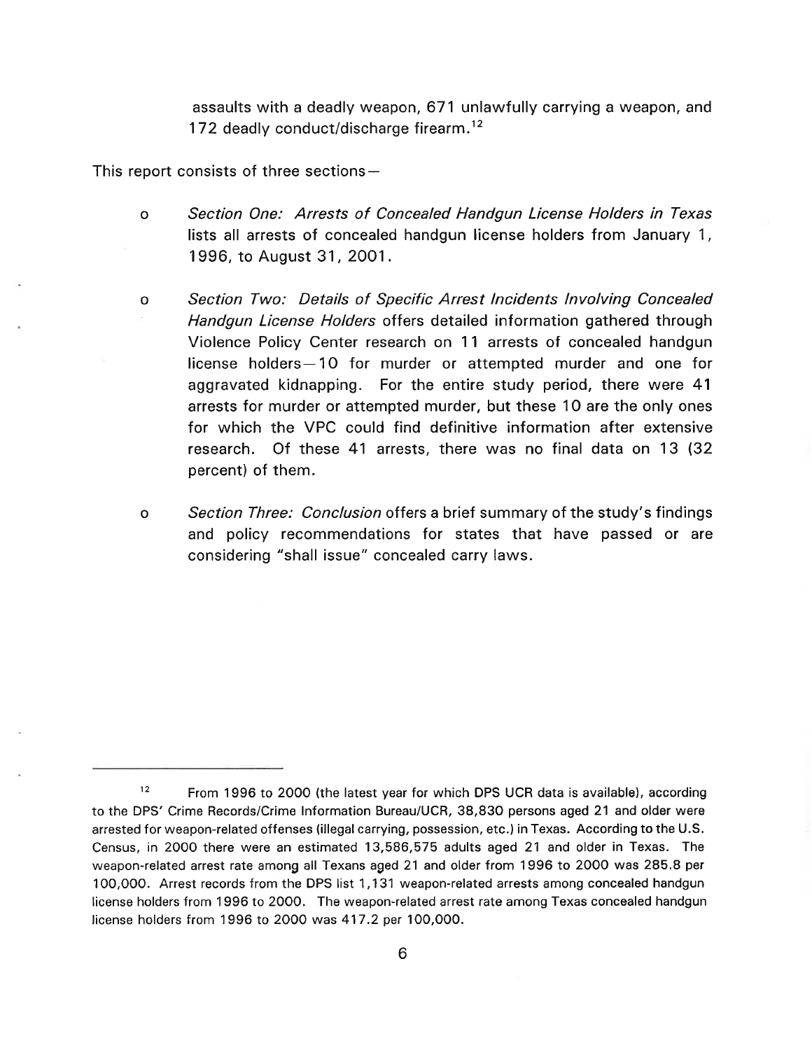assaults with a deadly weapon, 671 unlawfully carrying a weapon, and 172 deadly conduct/discharge firearm.[12]

This report consists of three sections—

- *Section One: Arrests of Concealed Handgun License Holders in Texas* lists all arrests of concealed handgun license holders from January 1, 1996, to August 31, 2001.
- *Section Two: Details of Specific Arrest Incidents Involving Concealed Handgun License Holders* offers detailed information gathered through Violence Policy Center research on 11 arrests of concealed handgun license holders—10 for murder or attempted murder and one for aggravated kidnapping. For the entire study period, there were 41 arrests for murder or attempted murder, but these 10 are the only ones for which the VPC could find definitive information after extensive research. Of these 41 arrests, there was no final data on 13 (32 percent) of them.
- *Section Three: Conclusion* offers a brief summary of the study's findings and policy recommendations for states that have passed or are considering "shall issue" concealed carry laws.

---

[12] From 1996 to 2000 (the latest year for which DPS UCR data is available), according to the DPS' Crime Records/Crime Information Bureau/UCR, 38,830 persons aged 21 and older were arrested for weapon-related offenses (illegal carrying, possession, etc.) in Texas. According to the U.S. Census, in 2000 there were an estimated 13,586,575 adults aged 21 and older in Texas. The weapon-related arrest rate among all Texans aged 21 and older from 1996 to 2000 was 285.8 per 100,000. Arrest records from the DPS list 1,131 weapon-related arrests among concealed handgun license holders from 1996 to 2000. The weapon-related arrest rate among Texas concealed handgun license holders from 1996 to 2000 was 417.2 per 100,000.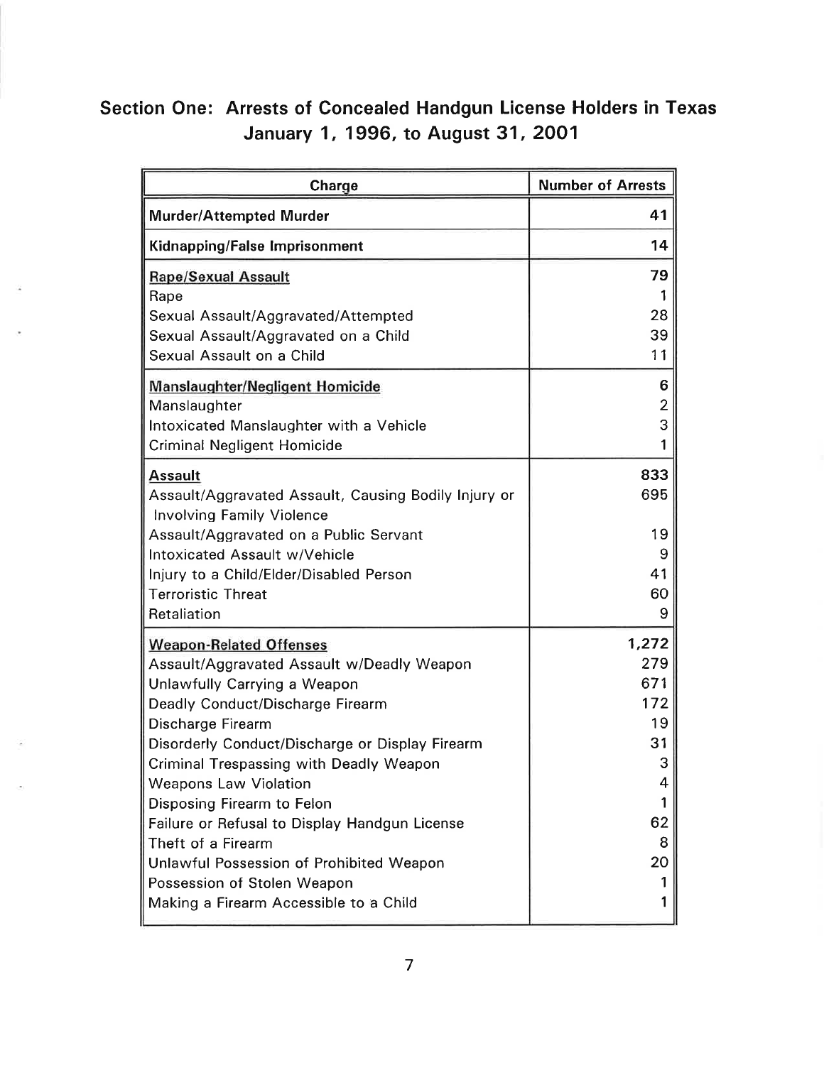## Section One: Arrests of Concealed Handgun License Holders in Texas January 1, 1996, to August 31, 2001

| Charge | Number of Arrests |
|---|---|
| **Murder/Attempted Murder** | **41** |
| **Kidnapping/False Imprisonment** | **14** |
| **Rape/Sexual Assault** | **79** |
| Rape | 1 |
| Sexual Assault/Aggravated/Attempted | 28 |
| Sexual Assault/Aggravated on a Child | 39 |
| Sexual Assault on a Child | 11 |
| **Manslaughter/Negligent Homicide** | **6** |
| Manslaughter | 2 |
| Intoxicated Manslaughter with a Vehicle | 3 |
| Criminal Negligent Homicide | 1 |
| **Assault** | **833** |
| Assault/Aggravated Assault, Causing Bodily Injury or Involving Family Violence | 695 |
| Assault/Aggravated on a Public Servant | 19 |
| Intoxicated Assault w/Vehicle | 9 |
| Injury to a Child/Elder/Disabled Person | 41 |
| Terroristic Threat | 60 |
| Retaliation | 9 |
| **Weapon-Related Offenses** | **1,272** |
| Assault/Aggravated Assault w/Deadly Weapon | 279 |
| Unlawfully Carrying a Weapon | 671 |
| Deadly Conduct/Discharge Firearm | 172 |
| Discharge Firearm | 19 |
| Disorderly Conduct/Discharge or Display Firearm | 31 |
| Criminal Trespassing with Deadly Weapon | 3 |
| Weapons Law Violation | 4 |
| Disposing Firearm to Felon | 1 |
| Failure or Refusal to Display Handgun License | 62 |
| Theft of a Firearm | 8 |
| Unlawful Possession of Prohibited Weapon | 20 |
| Possession of Stolen Weapon | 1 |
| Making a Firearm Accessible to a Child | 1 |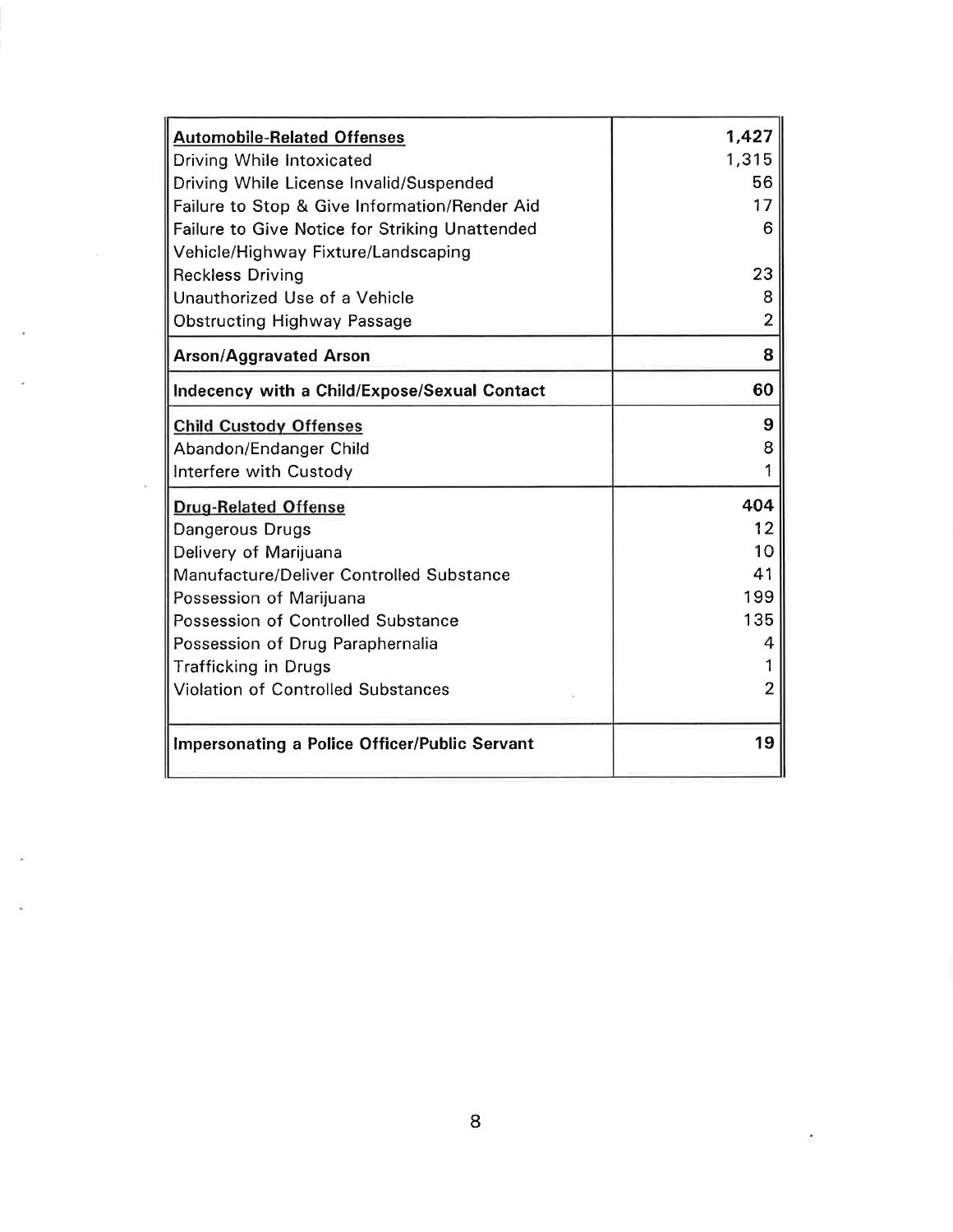| Offense | Count |
|---|---|
| **Automobile-Related Offenses** | **1,427** |
| Driving While Intoxicated | 1,315 |
| Driving While License Invalid/Suspended | 56 |
| Failure to Stop & Give Information/Render Aid | 17 |
| Failure to Give Notice for Striking Unattended Vehicle/Highway Fixture/Landscaping | 6 |
| Reckless Driving | 23 |
| Unauthorized Use of a Vehicle | 8 |
| Obstructing Highway Passage | 2 |
| **Arson/Aggravated Arson** | **8** |
| **Indecency with a Child/Expose/Sexual Contact** | **60** |
| **Child Custody Offenses** | **9** |
| Abandon/Endanger Child | 8 |
| Interfere with Custody | 1 |
| **Drug-Related Offense** | **404** |
| Dangerous Drugs | 12 |
| Delivery of Marijuana | 10 |
| Manufacture/Deliver Controlled Substance | 41 |
| Possession of Marijuana | 199 |
| Possession of Controlled Substance | 135 |
| Possession of Drug Paraphernalia | 4 |
| Trafficking in Drugs | 1 |
| Violation of Controlled Substances | 2 |
| **Impersonating a Police Officer/Public Servant** | **19** |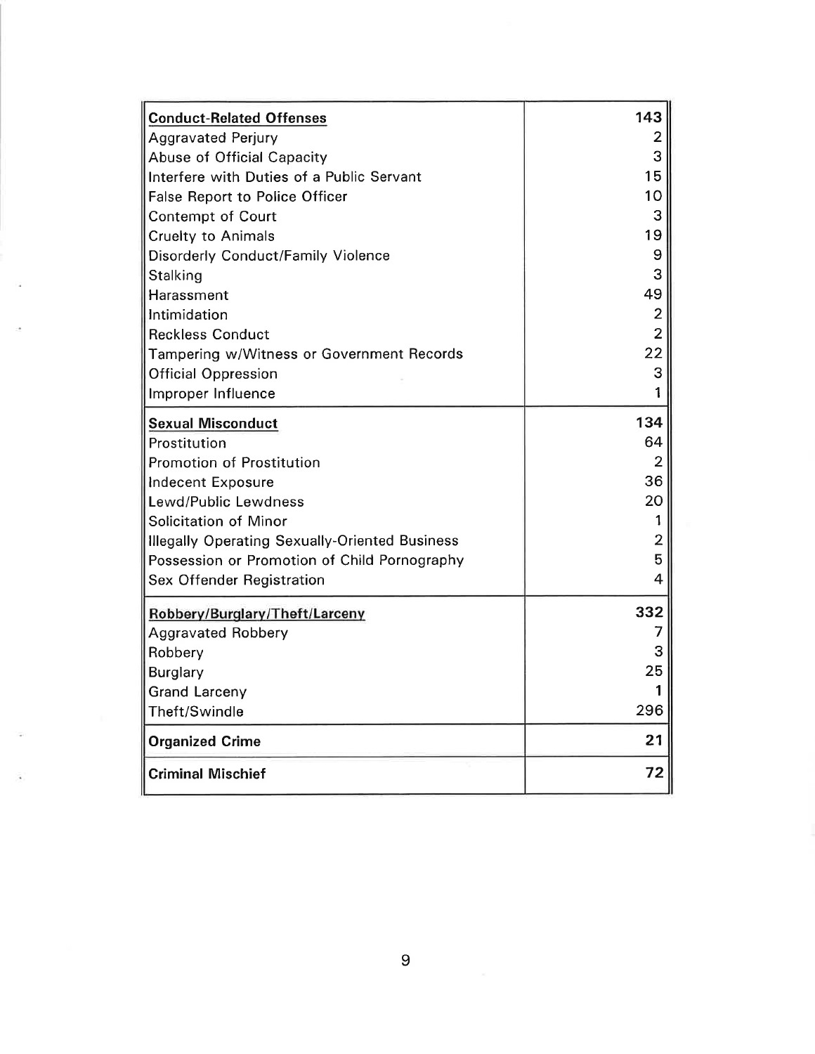| Offense | Count |
|---|---|
| **Conduct-Related Offenses** | **143** |
| Aggravated Perjury | 2 |
| Abuse of Official Capacity | 3 |
| Interfere with Duties of a Public Servant | 15 |
| False Report to Police Officer | 10 |
| Contempt of Court | 3 |
| Cruelty to Animals | 19 |
| Disorderly Conduct/Family Violence | 9 |
| Stalking | 3 |
| Harassment | 49 |
| Intimidation | 2 |
| Reckless Conduct | 2 |
| Tampering w/Witness or Government Records | 22 |
| Official Oppression | 3 |
| Improper Influence | 1 |
| **Sexual Misconduct** | **134** |
| Prostitution | 64 |
| Promotion of Prostitution | 2 |
| Indecent Exposure | 36 |
| Lewd/Public Lewdness | 20 |
| Solicitation of Minor | 1 |
| Illegally Operating Sexually-Oriented Business | 2 |
| Possession or Promotion of Child Pornography | 5 |
| Sex Offender Registration | 4 |
| **Robbery/Burglary/Theft/Larceny** | **332** |
| Aggravated Robbery | 7 |
| Robbery | 3 |
| Burglary | 25 |
| Grand Larceny | 1 |
| Theft/Swindle | 296 |
| **Organized Crime** | **21** |
| **Criminal Mischief** | **72** |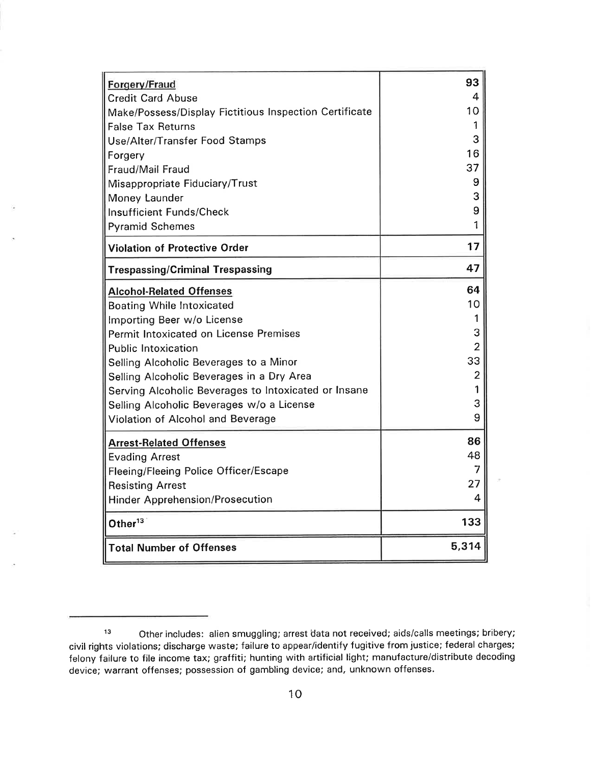| | |
|---|---|
| **Forgery/Fraud** | **93** |
| Credit Card Abuse | 4 |
| Make/Possess/Display Fictitious Inspection Certificate | 10 |
| False Tax Returns | 1 |
| Use/Alter/Transfer Food Stamps | 3 |
| Forgery | 16 |
| Fraud/Mail Fraud | 37 |
| Misappropriate Fiduciary/Trust | 9 |
| Money Launder | 3 |
| Insufficient Funds/Check | 9 |
| Pyramid Schemes | 1 |
| **Violation of Protective Order** | **17** |
| **Trespassing/Criminal Trespassing** | **47** |
| **Alcohol-Related Offenses** | **64** |
| Boating While Intoxicated | 10 |
| Importing Beer w/o License | 1 |
| Permit Intoxicated on License Premises | 3 |
| Public Intoxication | 2 |
| Selling Alcoholic Beverages to a Minor | 33 |
| Selling Alcoholic Beverages in a Dry Area | 2 |
| Serving Alcoholic Beverages to Intoxicated or Insane | 1 |
| Selling Alcoholic Beverages w/o a License | 3 |
| Violation of Alcohol and Beverage | 9 |
| **Arrest-Related Offenses** | **86** |
| Evading Arrest | 48 |
| Fleeing/Fleeing Police Officer/Escape | 7 |
| Resisting Arrest | 27 |
| Hinder Apprehension/Prosecution | 4 |
| **Other[13]** | **133** |
| **Total Number of Offenses** | **5,314** |

[13] Other includes: alien smuggling; arrest data not received; aids/calls meetings; bribery; civil rights violations; discharge waste; failure to appear/identify fugitive from justice; federal charges; felony failure to file income tax; graffiti; hunting with artificial light; manufacture/distribute decoding device; warrant offenses; possession of gambling device; and, unknown offenses.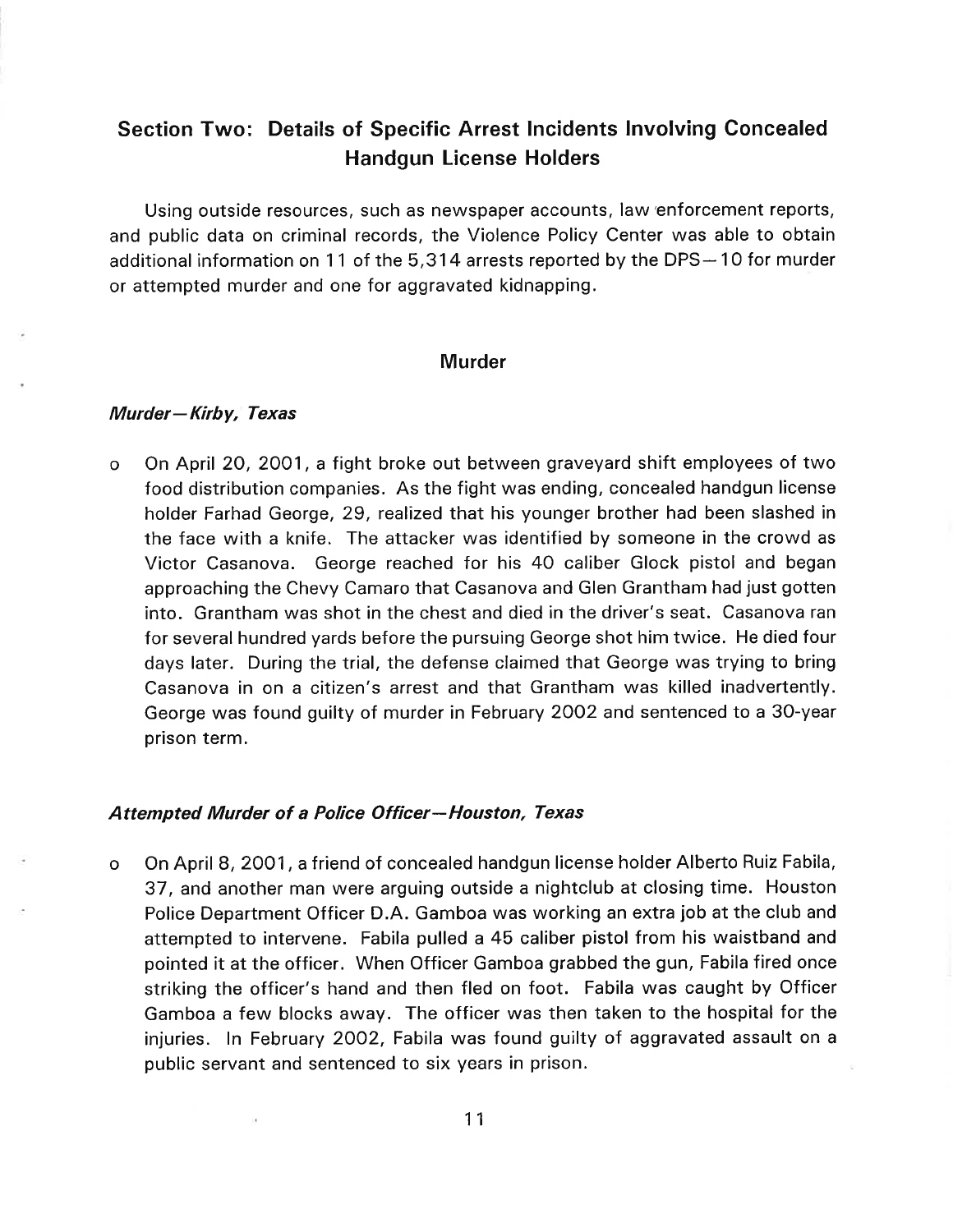## Section Two: Details of Specific Arrest Incidents Involving Concealed Handgun License Holders

Using outside resources, such as newspaper accounts, law enforcement reports, and public data on criminal records, the Violence Policy Center was able to obtain additional information on 11 of the 5,314 arrests reported by the DPS—10 for murder or attempted murder and one for aggravated kidnapping.

### Murder

#### *Murder—Kirby, Texas*

- On April 20, 2001, a fight broke out between graveyard shift employees of two food distribution companies. As the fight was ending, concealed handgun license holder Farhad George, 29, realized that his younger brother had been slashed in the face with a knife. The attacker was identified by someone in the crowd as Victor Casanova. George reached for his 40 caliber Glock pistol and began approaching the Chevy Camaro that Casanova and Glen Grantham had just gotten into. Grantham was shot in the chest and died in the driver's seat. Casanova ran for several hundred yards before the pursuing George shot him twice. He died four days later. During the trial, the defense claimed that George was trying to bring Casanova in on a citizen's arrest and that Grantham was killed inadvertently. George was found guilty of murder in February 2002 and sentenced to a 30-year prison term.

#### *Attempted Murder of a Police Officer—Houston, Texas*

- On April 8, 2001, a friend of concealed handgun license holder Alberto Ruiz Fabila, 37, and another man were arguing outside a nightclub at closing time. Houston Police Department Officer D.A. Gamboa was working an extra job at the club and attempted to intervene. Fabila pulled a 45 caliber pistol from his waistband and pointed it at the officer. When Officer Gamboa grabbed the gun, Fabila fired once striking the officer's hand and then fled on foot. Fabila was caught by Officer Gamboa a few blocks away. The officer was then taken to the hospital for the injuries. In February 2002, Fabila was found guilty of aggravated assault on a public servant and sentenced to six years in prison.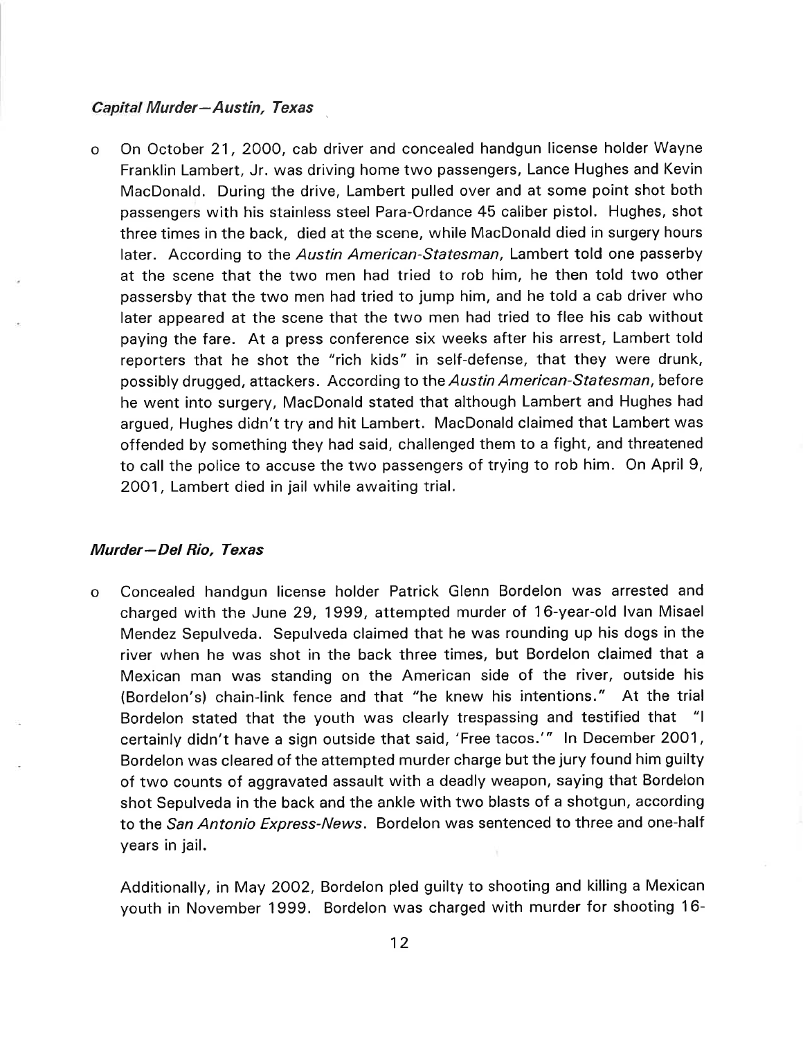### *Capital Murder—Austin, Texas*

- On October 21, 2000, cab driver and concealed handgun license holder Wayne Franklin Lambert, Jr. was driving home two passengers, Lance Hughes and Kevin MacDonald. During the drive, Lambert pulled over and at some point shot both passengers with his stainless steel Para-Ordance 45 caliber pistol. Hughes, shot three times in the back, died at the scene, while MacDonald died in surgery hours later. According to the *Austin American-Statesman*, Lambert told one passerby at the scene that the two men had tried to rob him, he then told two other passersby that the two men had tried to jump him, and he told a cab driver who later appeared at the scene that the two men had tried to flee his cab without paying the fare. At a press conference six weeks after his arrest, Lambert told reporters that he shot the "rich kids" in self-defense, that they were drunk, possibly drugged, attackers. According to the *Austin American-Statesman*, before he went into surgery, MacDonald stated that although Lambert and Hughes had argued, Hughes didn't try and hit Lambert. MacDonald claimed that Lambert was offended by something they had said, challenged them to a fight, and threatened to call the police to accuse the two passengers of trying to rob him. On April 9, 2001, Lambert died in jail while awaiting trial.

### *Murder—Del Rio, Texas*

- Concealed handgun license holder Patrick Glenn Bordelon was arrested and charged with the June 29, 1999, attempted murder of 16-year-old Ivan Misael Mendez Sepulveda. Sepulveda claimed that he was rounding up his dogs in the river when he was shot in the back three times, but Bordelon claimed that a Mexican man was standing on the American side of the river, outside his (Bordelon's) chain-link fence and that "he knew his intentions." At the trial Bordelon stated that the youth was clearly trespassing and testified that "I certainly didn't have a sign outside that said, 'Free tacos.'" In December 2001, Bordelon was cleared of the attempted murder charge but the jury found him guilty of two counts of aggravated assault with a deadly weapon, saying that Bordelon shot Sepulveda in the back and the ankle with two blasts of a shotgun, according to the *San Antonio Express-News*. Bordelon was sentenced to three and one-half years in jail.

  Additionally, in May 2002, Bordelon pled guilty to shooting and killing a Mexican youth in November 1999. Bordelon was charged with murder for shooting 16-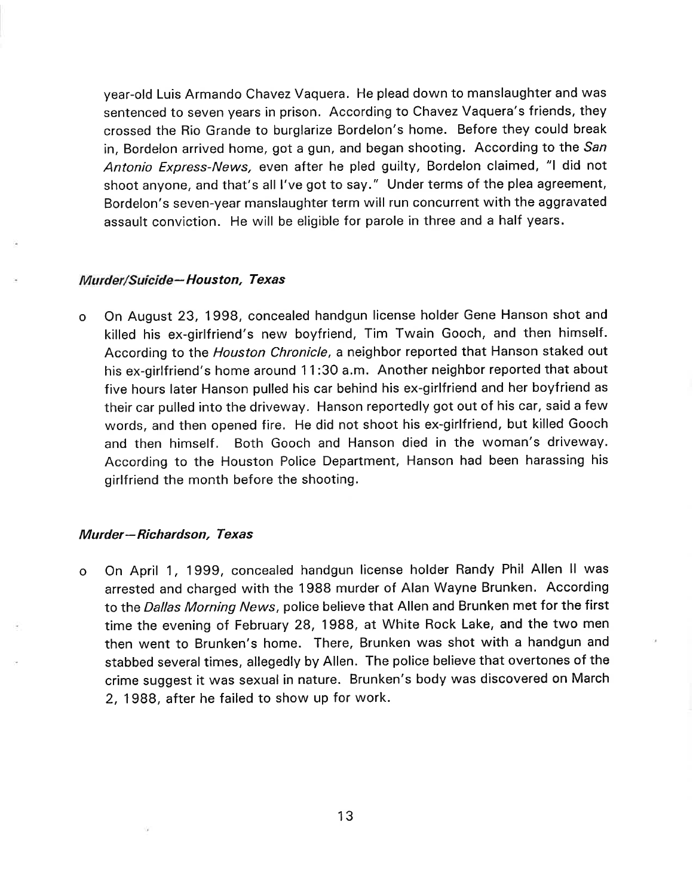year-old Luis Armando Chavez Vaquera. He plead down to manslaughter and was sentenced to seven years in prison. According to Chavez Vaquera's friends, they crossed the Rio Grande to burglarize Bordelon's home. Before they could break in, Bordelon arrived home, got a gun, and began shooting. According to the *San Antonio Express-News,* even after he pled guilty, Bordelon claimed, "I did not shoot anyone, and that's all I've got to say." Under terms of the plea agreement, Bordelon's seven-year manslaughter term will run concurrent with the aggravated assault conviction. He will be eligible for parole in three and a half years.

### *Murder/Suicide—Houston, Texas*

- On August 23, 1998, concealed handgun license holder Gene Hanson shot and killed his ex-girlfriend's new boyfriend, Tim Twain Gooch, and then himself. According to the *Houston Chronicle*, a neighbor reported that Hanson staked out his ex-girlfriend's home around 11:30 a.m. Another neighbor reported that about five hours later Hanson pulled his car behind his ex-girlfriend and her boyfriend as their car pulled into the driveway. Hanson reportedly got out of his car, said a few words, and then opened fire. He did not shoot his ex-girlfriend, but killed Gooch and then himself. Both Gooch and Hanson died in the woman's driveway. According to the Houston Police Department, Hanson had been harassing his girlfriend the month before the shooting.

### *Murder—Richardson, Texas*

- On April 1, 1999, concealed handgun license holder Randy Phil Allen II was arrested and charged with the 1988 murder of Alan Wayne Brunken. According to the *Dallas Morning News*, police believe that Allen and Brunken met for the first time the evening of February 28, 1988, at White Rock Lake, and the two men then went to Brunken's home. There, Brunken was shot with a handgun and stabbed several times, allegedly by Allen. The police believe that overtones of the crime suggest it was sexual in nature. Brunken's body was discovered on March 2, 1988, after he failed to show up for work.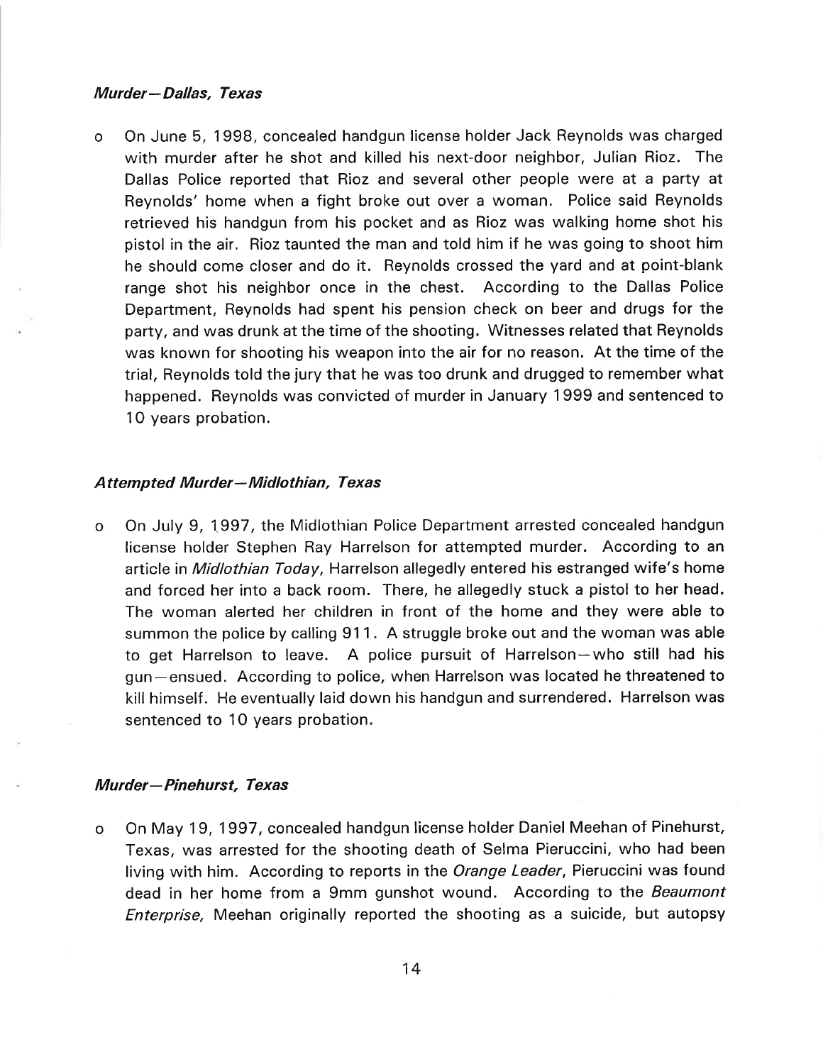#### *Murder—Dallas, Texas*

- On June 5, 1998, concealed handgun license holder Jack Reynolds was charged with murder after he shot and killed his next-door neighbor, Julian Rioz. The Dallas Police reported that Rioz and several other people were at a party at Reynolds' home when a fight broke out over a woman. Police said Reynolds retrieved his handgun from his pocket and as Rioz was walking home shot his pistol in the air. Rioz taunted the man and told him if he was going to shoot him he should come closer and do it. Reynolds crossed the yard and at point-blank range shot his neighbor once in the chest. According to the Dallas Police Department, Reynolds had spent his pension check on beer and drugs for the party, and was drunk at the time of the shooting. Witnesses related that Reynolds was known for shooting his weapon into the air for no reason. At the time of the trial, Reynolds told the jury that he was too drunk and drugged to remember what happened. Reynolds was convicted of murder in January 1999 and sentenced to 10 years probation.

#### *Attempted Murder—Midlothian, Texas*

- On July 9, 1997, the Midlothian Police Department arrested concealed handgun license holder Stephen Ray Harrelson for attempted murder. According to an article in *Midlothian Today*, Harrelson allegedly entered his estranged wife's home and forced her into a back room. There, he allegedly stuck a pistol to her head. The woman alerted her children in front of the home and they were able to summon the police by calling 911. A struggle broke out and the woman was able to get Harrelson to leave. A police pursuit of Harrelson—who still had his gun—ensued. According to police, when Harrelson was located he threatened to kill himself. He eventually laid down his handgun and surrendered. Harrelson was sentenced to 10 years probation.

#### *Murder—Pinehurst, Texas*

- On May 19, 1997, concealed handgun license holder Daniel Meehan of Pinehurst, Texas, was arrested for the shooting death of Selma Pieruccini, who had been living with him. According to reports in the *Orange Leader*, Pieruccini was found dead in her home from a 9mm gunshot wound. According to the *Beaumont Enterprise*, Meehan originally reported the shooting as a suicide, but autopsy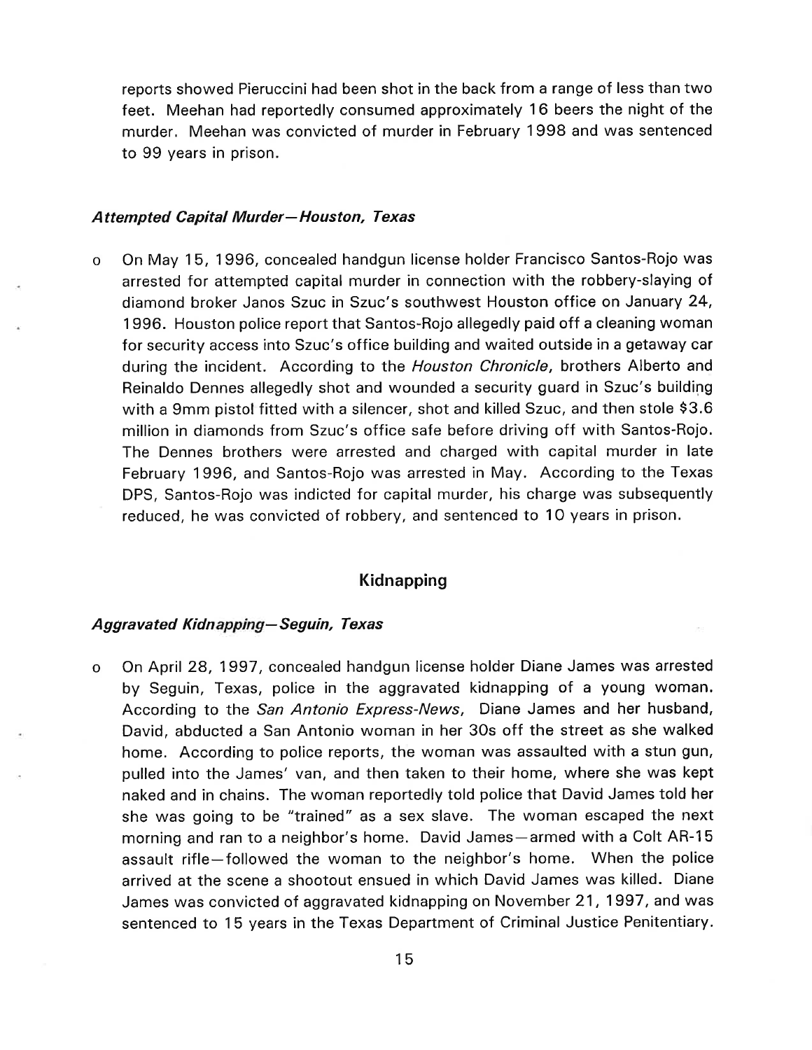reports showed Pieruccini had been shot in the back from a range of less than two feet. Meehan had reportedly consumed approximately 16 beers the night of the murder. Meehan was convicted of murder in February 1998 and was sentenced to 99 years in prison.

### *Attempted Capital Murder—Houston, Texas*

- On May 15, 1996, concealed handgun license holder Francisco Santos-Rojo was arrested for attempted capital murder in connection with the robbery-slaying of diamond broker Janos Szuc in Szuc's southwest Houston office on January 24, 1996. Houston police report that Santos-Rojo allegedly paid off a cleaning woman for security access into Szuc's office building and waited outside in a getaway car during the incident. According to the *Houston Chronicle*, brothers Alberto and Reinaldo Dennes allegedly shot and wounded a security guard in Szuc's building with a 9mm pistol fitted with a silencer, shot and killed Szuc, and then stole $3.6 million in diamonds from Szuc's office safe before driving off with Santos-Rojo. The Dennes brothers were arrested and charged with capital murder in late February 1996, and Santos-Rojo was arrested in May. According to the Texas DPS, Santos-Rojo was indicted for capital murder, his charge was subsequently reduced, he was convicted of robbery, and sentenced to 10 years in prison.

## Kidnapping

### *Aggravated Kidnapping—Seguin, Texas*

- On April 28, 1997, concealed handgun license holder Diane James was arrested by Seguin, Texas, police in the aggravated kidnapping of a young woman. According to the *San Antonio Express-News*, Diane James and her husband, David, abducted a San Antonio woman in her 30s off the street as she walked home. According to police reports, the woman was assaulted with a stun gun, pulled into the James' van, and then taken to their home, where she was kept naked and in chains. The woman reportedly told police that David James told her she was going to be "trained" as a sex slave. The woman escaped the next morning and ran to a neighbor's home. David James—armed with a Colt AR-15 assault rifle—followed the woman to the neighbor's home. When the police arrived at the scene a shootout ensued in which David James was killed. Diane James was convicted of aggravated kidnapping on November 21, 1997, and was sentenced to 15 years in the Texas Department of Criminal Justice Penitentiary.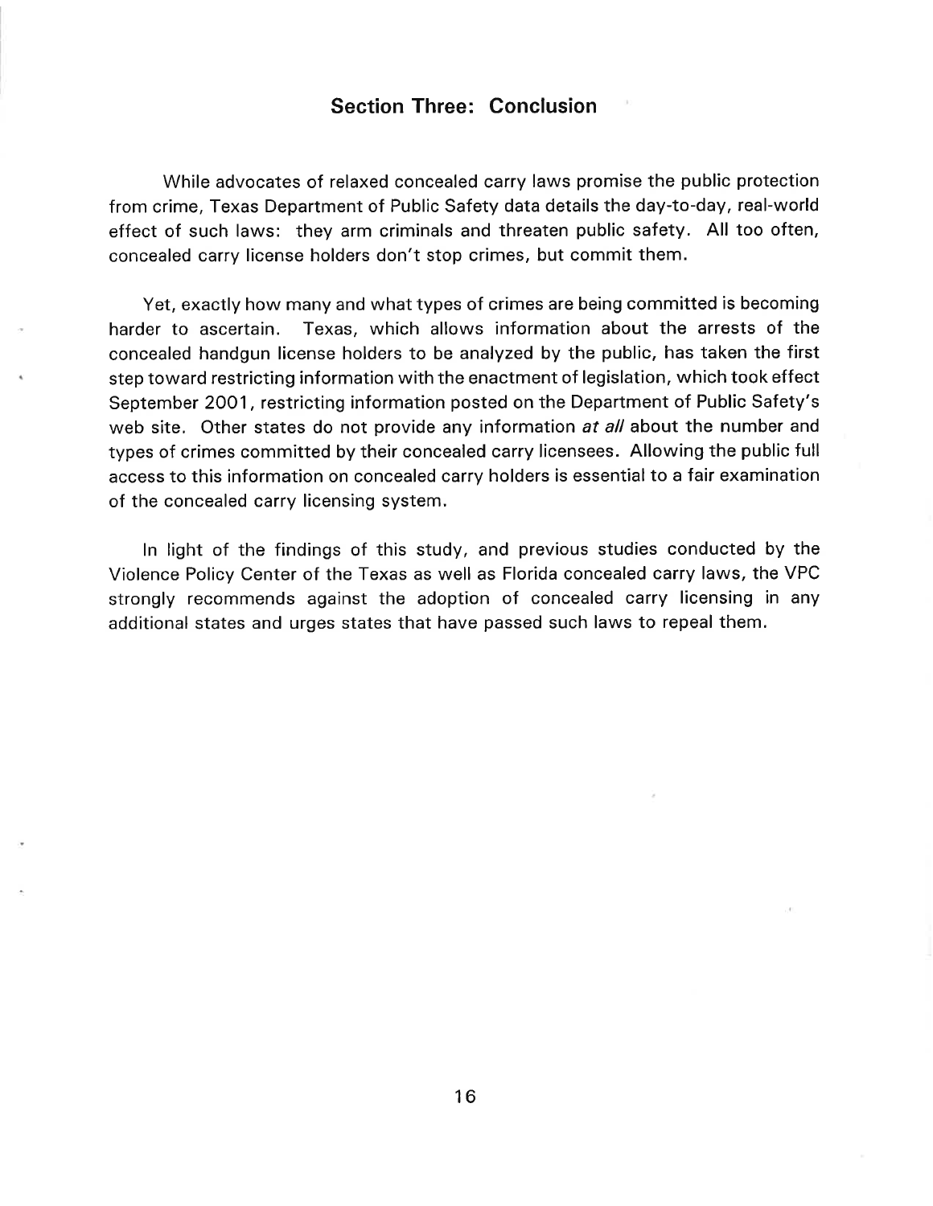## Section Three: Conclusion

While advocates of relaxed concealed carry laws promise the public protection from crime, Texas Department of Public Safety data details the day-to-day, real-world effect of such laws: they arm criminals and threaten public safety. All too often, concealed carry license holders don't stop crimes, but commit them.

Yet, exactly how many and what types of crimes are being committed is becoming harder to ascertain. Texas, which allows information about the arrests of the concealed handgun license holders to be analyzed by the public, has taken the first step toward restricting information with the enactment of legislation, which took effect September 2001, restricting information posted on the Department of Public Safety's web site. Other states do not provide any information *at all* about the number and types of crimes committed by their concealed carry licensees. Allowing the public full access to this information on concealed carry holders is essential to a fair examination of the concealed carry licensing system.

In light of the findings of this study, and previous studies conducted by the Violence Policy Center of the Texas as well as Florida concealed carry laws, the VPC strongly recommends against the adoption of concealed carry licensing in any additional states and urges states that have passed such laws to repeal them.